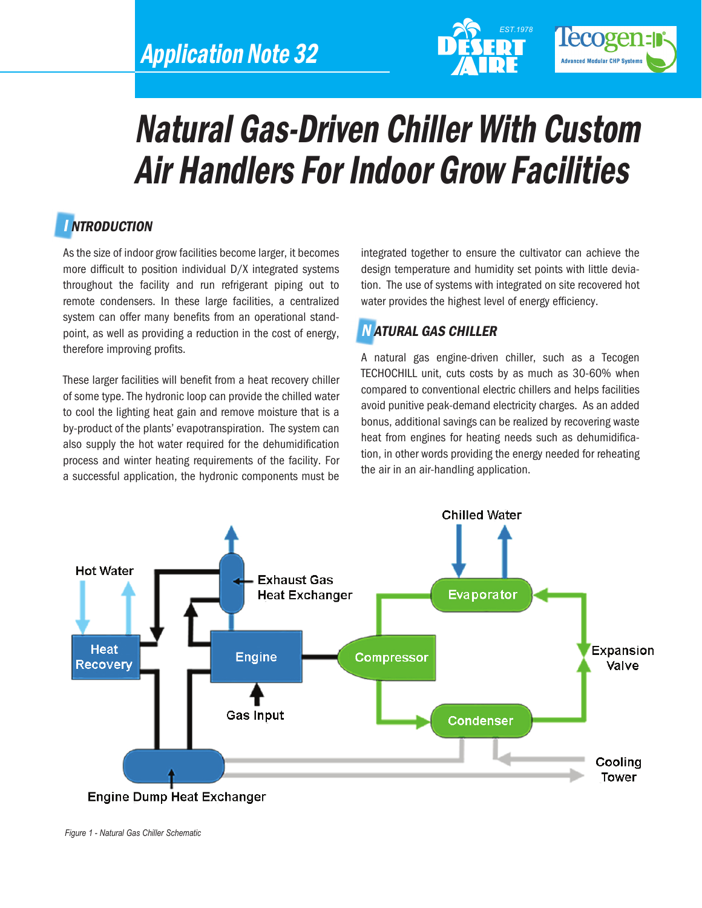Application Note 32

# Natural Gas-Driven Chiller With Custom Air Handlers For Indoor Grow Facilities

## INTRODUCTION

As the size of indoor grow facilities become larger, it becomes more difficult to position individual D/X integrated systems throughout the facility and run refrigerant piping out to remote condensers. In these large facilities, a centralized system can offer many benefits from an operational standpoint, as well as providing a reduction in the cost of energy, therefore improving profits.

These larger facilities will benefit from a heat recovery chiller of some type. The hydronic loop can provide the chilled water to cool the lighting heat gain and remove moisture that is a by-product of the plants' evapotranspiration. The system can also supply the hot water required for the dehumidification process and winter heating requirements of the facility. For a successful application, the hydronic components must be integrated together to ensure the cultivator can achieve the design temperature and humidity set points with little deviation. The use of systems with integrated on site recovered hot water provides the highest level of energy efficiency.

## NATURAL GAS CHILLER

A natural gas engine-driven chiller, such as a Tecogen TECHOCHILL unit, cuts costs by as much as 30-60% when compared to conventional electric chillers and helps facilities avoid punitive peak-demand electricity charges. As an added bonus, additional savings can be realized by recovering waste heat from engines for heating needs such as dehumidification, in other words providing the energy needed for reheating the air in an air-handling application.

Figure 1 - Natural Gas Chiller Schematic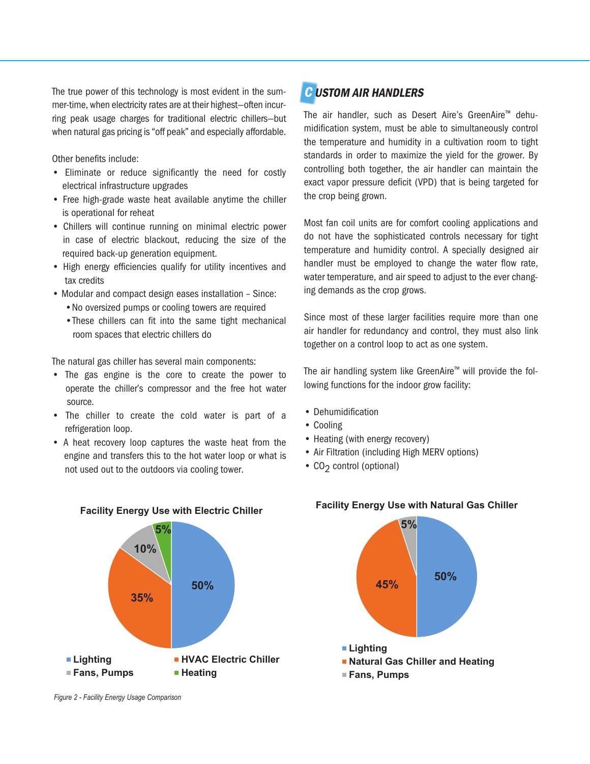The true power of this technology is most evident in the summer-time, when electricity rates are at their highest—often incurring peak usage charges for traditional electric chillers—but when natural gas pricing is "off peak" and especially affordable.

Other benefits include:

- Eliminate or reduce significantly the need for costly electrical infrastructure upgrades
- Free high-grade waste heat available anytime the chiller is operational for reheat
- Chillers will continue running on minimal electric power in case of electric blackout, reducing the size of the required back-up generation equipment.
- High energy efficiencies qualify for utility incentives and tax credits
- Modular and compact design eases installation – Since:
  - No oversized pumps or cooling towers are required
  - These chillers can fit into the same tight mechanical room spaces that electric chillers do

The natural gas chiller has several main components:

- The gas engine is the core to create the power to operate the chiller's compressor and the free hot water source.
- The chiller to create the cold water is part of a refrigeration loop.
- A heat recovery loop captures the waste heat from the engine and transfers this to the hot water loop or what is not used out to the outdoors via cooling tower.

## CUSTOM AIR HANDLERS

The air handler, such as Desert Aire's GreenAire™ dehumidification system, must be able to simultaneously control the temperature and humidity in a cultivation room to tight standards in order to maximize the yield for the grower. By controlling both together, the air handler can maintain the exact vapor pressure deficit (VPD) that is being targeted for the crop being grown.

Most fan coil units are for comfort cooling applications and do not have the sophisticated controls necessary for tight temperature and humidity control. A specially designed air handler must be employed to change the water flow rate, water temperature, and air speed to adjust to the ever changing demands as the crop grows.

Since most of these larger facilities require more than one air handler for redundancy and control, they must also link together on a control loop to act as one system.

The air handling system like GreenAire™ will provide the following functions for the indoor grow facility:

- Dehumidification
- Cooling
- Heating (with energy recovery)
- Air Filtration (including High MERV options)
- $CO_2$ control (optional)

**Facility Energy Use with Electric Chiller**

| Category | Share |
|---|---|
| Lighting | 50% |
| HVAC Electric Chiller | 35% |
| Fans, Pumps | 10% |
| Heating | 5% |

**Facility Energy Use with Natural Gas Chiller**

| Category | Share |
|---|---|
| Lighting | 50% |
| Natural Gas Chiller and Heating | 45% |
| Fans, Pumps | 5% |

*Figure 2 - Facility Energy Usage Comparison*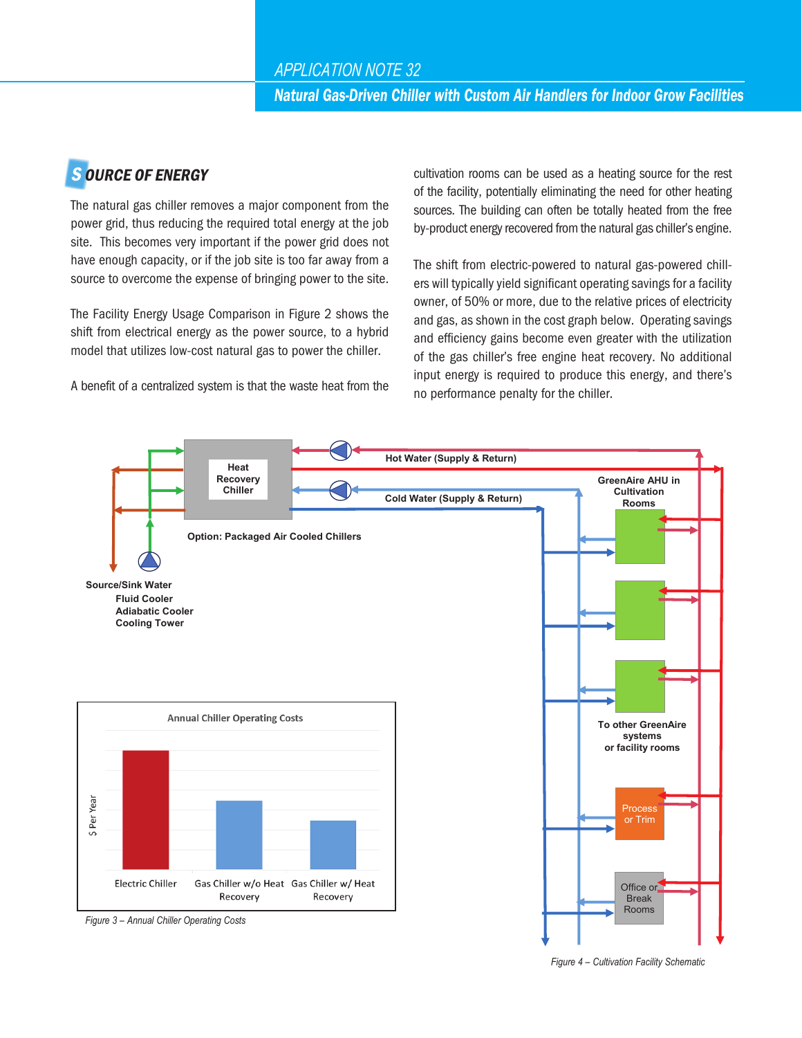## SOURCE OF ENERGY

The natural gas chiller removes a major component from the power grid, thus reducing the required total energy at the job site. This becomes very important if the power grid does not have enough capacity, or if the job site is too far away from a source to overcome the expense of bringing power to the site.

The Facility Energy Usage Comparison in Figure 2 shows the shift from electrical energy as the power source, to a hybrid model that utilizes low-cost natural gas to power the chiller.

A benefit of a centralized system is that the waste heat from the cultivation rooms can be used as a heating source for the rest of the facility, potentially eliminating the need for other heating sources. The building can often be totally heated from the free by-product energy recovered from the natural gas chiller's engine.

The shift from electric-powered to natural gas-powered chillers will typically yield significant operating savings for a facility owner, of 50% or more, due to the relative prices of electricity and gas, as shown in the cost graph below. Operating savings and efficiency gains become even greater with the utilization of the gas chiller's free engine heat recovery. No additional input energy is required to produce this energy, and there's no performance penalty for the chiller.

*Figure 3 – Annual Chiller Operating Costs*

*Figure 4 – Cultivation Facility Schematic*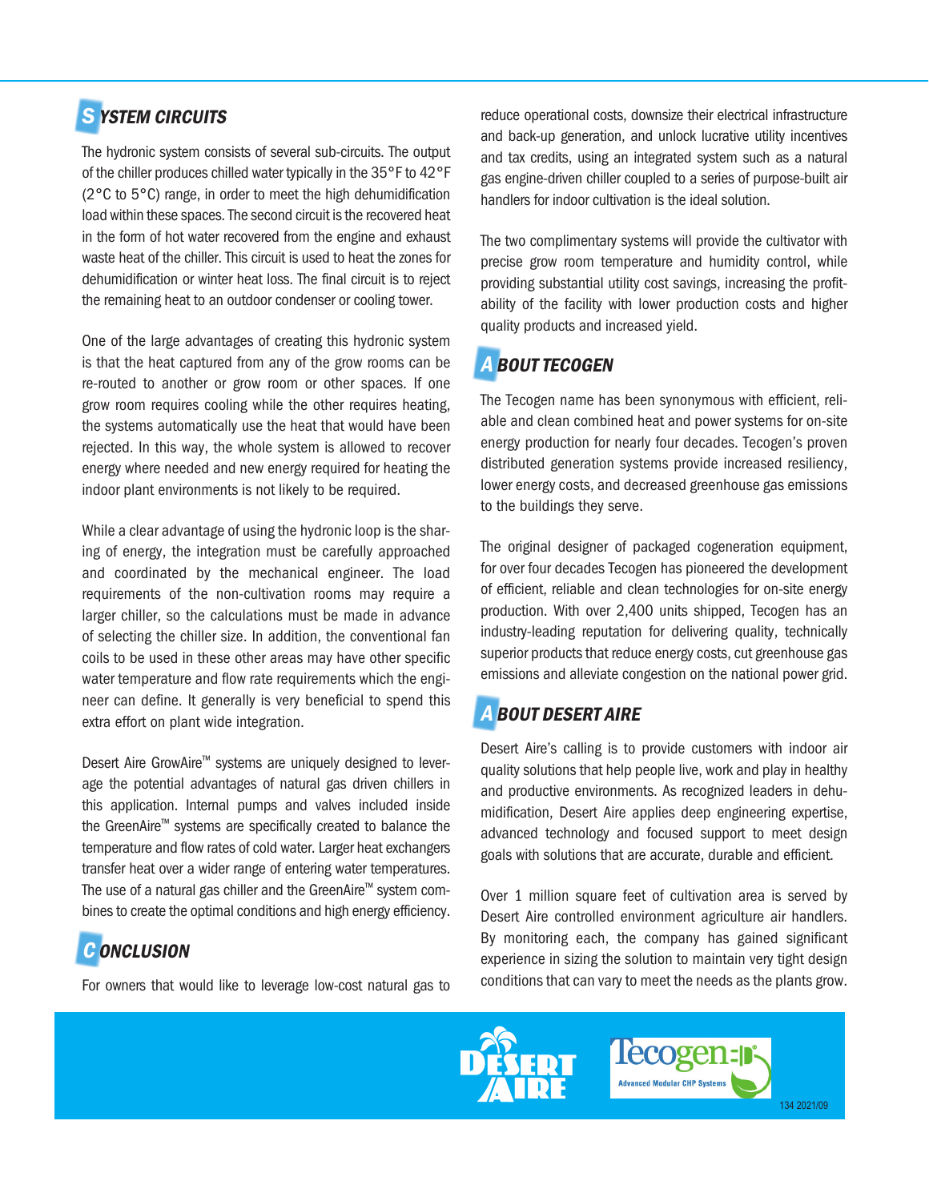## SYSTEM CIRCUITS

The hydronic system consists of several sub-circuits. The output of the chiller produces chilled water typically in the 35°F to 42°F (2°C to 5°C) range, in order to meet the high dehumidification load within these spaces. The second circuit is the recovered heat in the form of hot water recovered from the engine and exhaust waste heat of the chiller. This circuit is used to heat the zones for dehumidification or winter heat loss. The final circuit is to reject the remaining heat to an outdoor condenser or cooling tower.

One of the large advantages of creating this hydronic system is that the heat captured from any of the grow rooms can be re-routed to another or grow room or other spaces. If one grow room requires cooling while the other requires heating, the systems automatically use the heat that would have been rejected. In this way, the whole system is allowed to recover energy where needed and new energy required for heating the indoor plant environments is not likely to be required.

While a clear advantage of using the hydronic loop is the sharing of energy, the integration must be carefully approached and coordinated by the mechanical engineer. The load requirements of the non-cultivation rooms may require a larger chiller, so the calculations must be made in advance of selecting the chiller size. In addition, the conventional fan coils to be used in these other areas may have other specific water temperature and flow rate requirements which the engineer can define. It generally is very beneficial to spend this extra effort on plant wide integration.

Desert Aire GrowAire™ systems are uniquely designed to leverage the potential advantages of natural gas driven chillers in this application. Internal pumps and valves included inside the GreenAire™ systems are specifically created to balance the temperature and flow rates of cold water. Larger heat exchangers transfer heat over a wider range of entering water temperatures. The use of a natural gas chiller and the GreenAire™ system combines to create the optimal conditions and high energy efficiency.

## CONCLUSION

For owners that would like to leverage low-cost natural gas to reduce operational costs, downsize their electrical infrastructure and back-up generation, and unlock lucrative utility incentives and tax credits, using an integrated system such as a natural gas engine-driven chiller coupled to a series of purpose-built air handlers for indoor cultivation is the ideal solution.

The two complimentary systems will provide the cultivator with precise grow room temperature and humidity control, while providing substantial utility cost savings, increasing the profitability of the facility with lower production costs and higher quality products and increased yield.

## ABOUT TECOGEN

The Tecogen name has been synonymous with efficient, reliable and clean combined heat and power systems for on-site energy production for nearly four decades. Tecogen's proven distributed generation systems provide increased resiliency, lower energy costs, and decreased greenhouse gas emissions to the buildings they serve.

The original designer of packaged cogeneration equipment, for over four decades Tecogen has pioneered the development of efficient, reliable and clean technologies for on-site energy production. With over 2,400 units shipped, Tecogen has an industry-leading reputation for delivering quality, technically superior products that reduce energy costs, cut greenhouse gas emissions and alleviate congestion on the national power grid.

## ABOUT DESERT AIRE

Desert Aire's calling is to provide customers with indoor air quality solutions that help people live, work and play in healthy and productive environments. As recognized leaders in dehumidification, Desert Aire applies deep engineering expertise, advanced technology and focused support to meet design goals with solutions that are accurate, durable and efficient.

Over 1 million square feet of cultivation area is served by Desert Aire controlled environment agriculture air handlers. By monitoring each, the company has gained significant experience in sizing the solution to maintain very tight design conditions that can vary to meet the needs as the plants grow.

DESERT AIRE

Tecogen Advanced Modular CHP Systems

134 2021/09